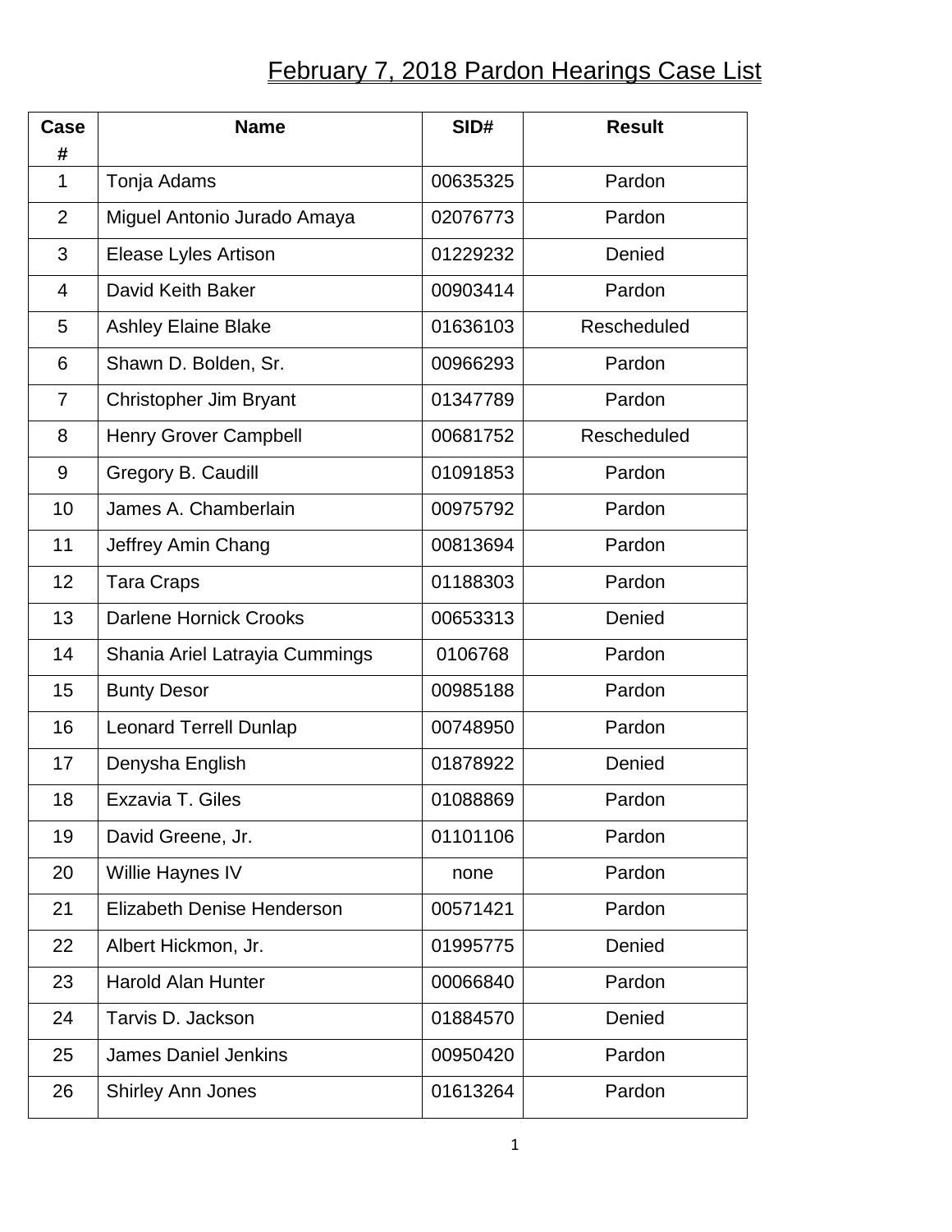# February 7, 2018 Pardon Hearings Case List

| Case # | Name | SID# | Result |
|---|---|---|---|
| 1 | Tonja Adams | 00635325 | Pardon |
| 2 | Miguel Antonio Jurado Amaya | 02076773 | Pardon |
| 3 | Elease Lyles Artison | 01229232 | Denied |
| 4 | David Keith Baker | 00903414 | Pardon |
| 5 | Ashley Elaine Blake | 01636103 | Rescheduled |
| 6 | Shawn D. Bolden, Sr. | 00966293 | Pardon |
| 7 | Christopher Jim Bryant | 01347789 | Pardon |
| 8 | Henry Grover Campbell | 00681752 | Rescheduled |
| 9 | Gregory B. Caudill | 01091853 | Pardon |
| 10 | James A. Chamberlain | 00975792 | Pardon |
| 11 | Jeffrey Amin Chang | 00813694 | Pardon |
| 12 | Tara Craps | 01188303 | Pardon |
| 13 | Darlene Hornick Crooks | 00653313 | Denied |
| 14 | Shania Ariel Latrayia Cummings | 0106768 | Pardon |
| 15 | Bunty Desor | 00985188 | Pardon |
| 16 | Leonard Terrell Dunlap | 00748950 | Pardon |
| 17 | Denysha English | 01878922 | Denied |
| 18 | Exzavia T. Giles | 01088869 | Pardon |
| 19 | David Greene, Jr. | 01101106 | Pardon |
| 20 | Willie Haynes IV | none | Pardon |
| 21 | Elizabeth Denise Henderson | 00571421 | Pardon |
| 22 | Albert Hickmon, Jr. | 01995775 | Denied |
| 23 | Harold Alan Hunter | 00066840 | Pardon |
| 24 | Tarvis D. Jackson | 01884570 | Denied |
| 25 | James Daniel Jenkins | 00950420 | Pardon |
| 26 | Shirley Ann Jones | 01613264 | Pardon |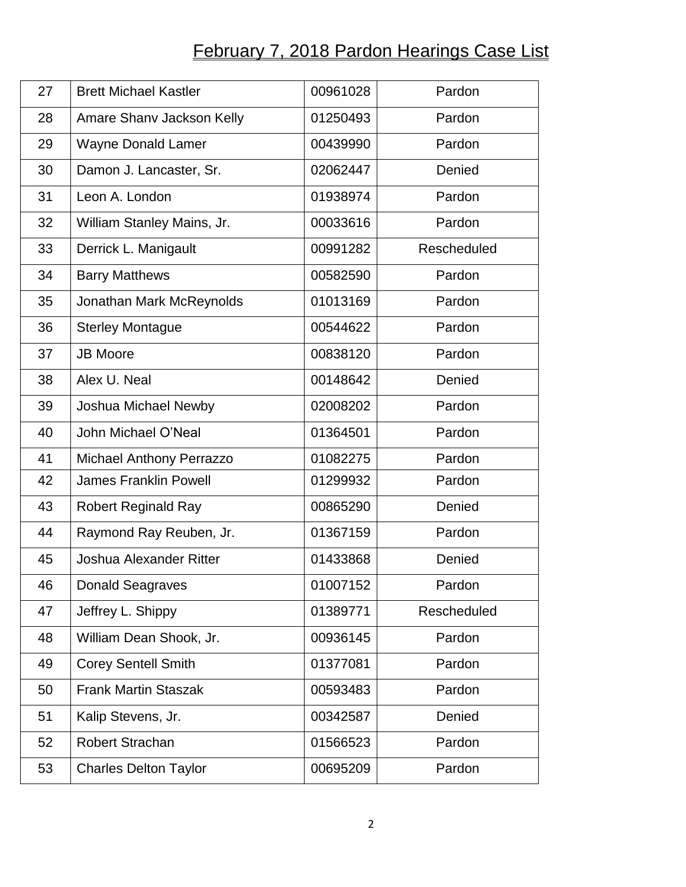# February 7, 2018 Pardon Hearings Case List

| | | | |
|---|---|---|---|
| 27 | Brett Michael Kastler | 00961028 | Pardon |
| 28 | Amare Shanv Jackson Kelly | 01250493 | Pardon |
| 29 | Wayne Donald Lamer | 00439990 | Pardon |
| 30 | Damon J. Lancaster, Sr. | 02062447 | Denied |
| 31 | Leon A. London | 01938974 | Pardon |
| 32 | William Stanley Mains, Jr. | 00033616 | Pardon |
| 33 | Derrick L. Manigault | 00991282 | Rescheduled |
| 34 | Barry Matthews | 00582590 | Pardon |
| 35 | Jonathan Mark McReynolds | 01013169 | Pardon |
| 36 | Sterley Montague | 00544622 | Pardon |
| 37 | JB Moore | 00838120 | Pardon |
| 38 | Alex U. Neal | 00148642 | Denied |
| 39 | Joshua Michael Newby | 02008202 | Pardon |
| 40 | John Michael O'Neal | 01364501 | Pardon |
| 41 | Michael Anthony Perrazzo | 01082275 | Pardon |
| 42 | James Franklin Powell | 01299932 | Pardon |
| 43 | Robert Reginald Ray | 00865290 | Denied |
| 44 | Raymond Ray Reuben, Jr. | 01367159 | Pardon |
| 45 | Joshua Alexander Ritter | 01433868 | Denied |
| 46 | Donald Seagraves | 01007152 | Pardon |
| 47 | Jeffrey L. Shippy | 01389771 | Rescheduled |
| 48 | William Dean Shook, Jr. | 00936145 | Pardon |
| 49 | Corey Sentell Smith | 01377081 | Pardon |
| 50 | Frank Martin Staszak | 00593483 | Pardon |
| 51 | Kalip Stevens, Jr. | 00342587 | Denied |
| 52 | Robert Strachan | 01566523 | Pardon |
| 53 | Charles Delton Taylor | 00695209 | Pardon |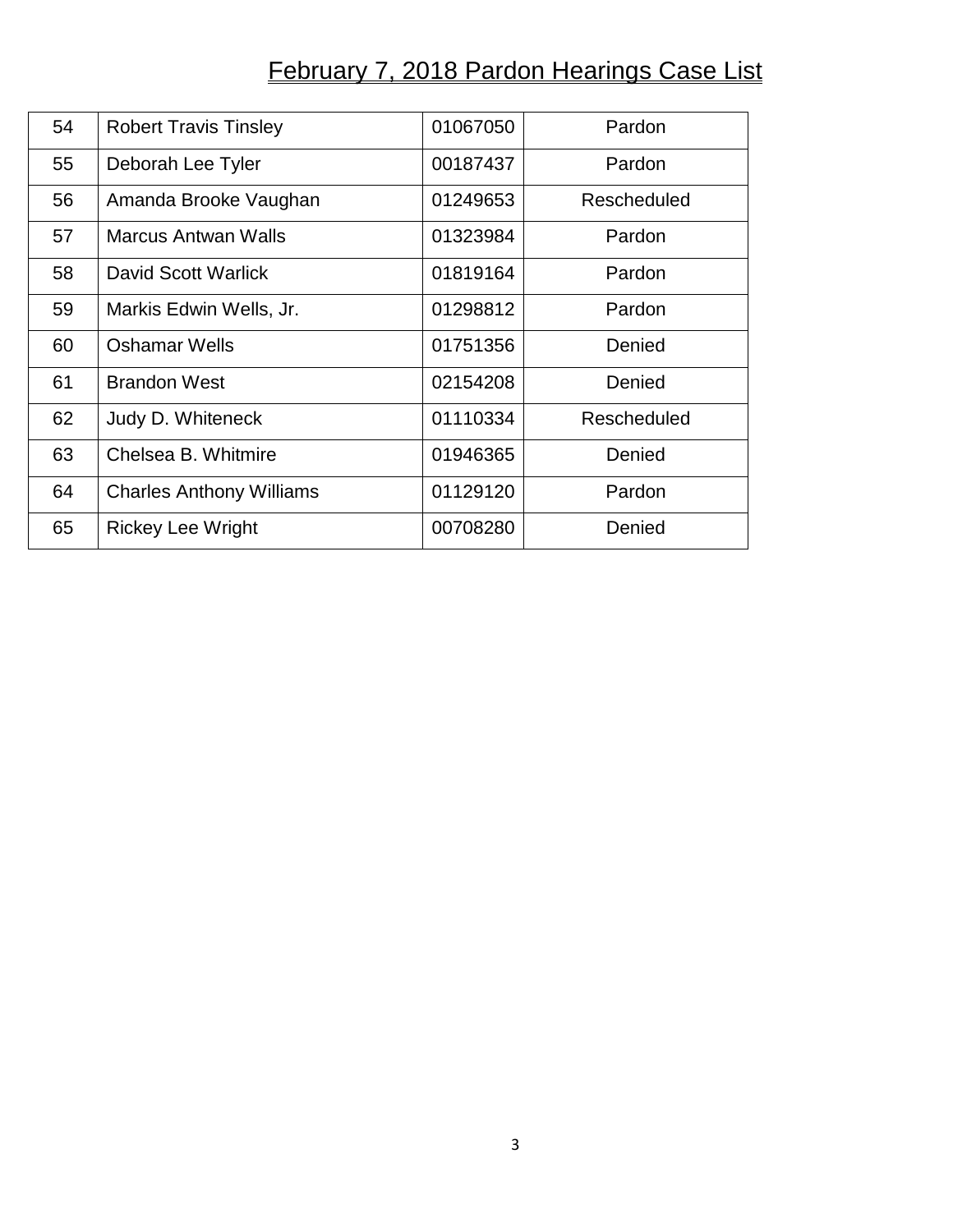# February 7, 2018 Pardon Hearings Case List

| | | | |
|---|---|---|---|
| 54 | Robert Travis Tinsley | 01067050 | Pardon |
| 55 | Deborah Lee Tyler | 00187437 | Pardon |
| 56 | Amanda Brooke Vaughan | 01249653 | Rescheduled |
| 57 | Marcus Antwan Walls | 01323984 | Pardon |
| 58 | David Scott Warlick | 01819164 | Pardon |
| 59 | Markis Edwin Wells, Jr. | 01298812 | Pardon |
| 60 | Oshamar Wells | 01751356 | Denied |
| 61 | Brandon West | 02154208 | Denied |
| 62 | Judy D. Whiteneck | 01110334 | Rescheduled |
| 63 | Chelsea B. Whitmire | 01946365 | Denied |
| 64 | Charles Anthony Williams | 01129120 | Pardon |
| 65 | Rickey Lee Wright | 00708280 | Denied |